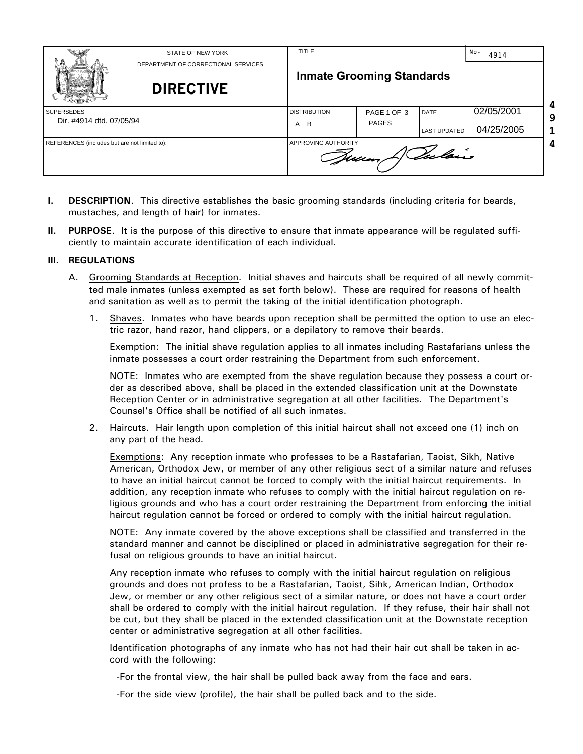| STATE OF NEW YORK<br>DEPARTMENT OF CORRECTIONAL SERVICES<br>**DIRECTIVE** | TITLE<br>**Inmate Grooming Standards** | | | No. 4914 |
|---|---|---|---|---|
| SUPERSEDES<br>Dir. #4914 dtd. 07/05/94 | DISTRIBUTION<br>A B | PAGE 1 OF 3 PAGES | DATE 02/05/2001<br>LAST UPDATED 04/25/2005 | |
| REFERENCES (includes but are not limited to): | APPROVING AUTHORITY | | | |

**I. DESCRIPTION**. This directive establishes the basic grooming standards (including criteria for beards, mustaches, and length of hair) for inmates.

**II. PURPOSE**. It is the purpose of this directive to ensure that inmate appearance will be regulated sufficiently to maintain accurate identification of each individual.

**III. REGULATIONS**

A. Grooming Standards at Reception. Initial shaves and haircuts shall be required of all newly committed male inmates (unless exempted as set forth below). These are required for reasons of health and sanitation as well as to permit the taking of the initial identification photograph.

1. Shaves. Inmates who have beards upon reception shall be permitted the option to use an electric razor, hand razor, hand clippers, or a depilatory to remove their beards.

   Exemption: The initial shave regulation applies to all inmates including Rastafarians unless the inmate possesses a court order restraining the Department from such enforcement.

   NOTE: Inmates who are exempted from the shave regulation because they possess a court order as described above, shall be placed in the extended classification unit at the Downstate Reception Center or in administrative segregation at all other facilities. The Department's Counsel's Office shall be notified of all such inmates.

2. Haircuts. Hair length upon completion of this initial haircut shall not exceed one (1) inch on any part of the head.

   Exemptions: Any reception inmate who professes to be a Rastafarian, Taoist, Sikh, Native American, Orthodox Jew, or member of any other religious sect of a similar nature and refuses to have an initial haircut cannot be forced to comply with the initial haircut requirements. In addition, any reception inmate who refuses to comply with the initial haircut regulation on religious grounds and who has a court order restraining the Department from enforcing the initial haircut regulation cannot be forced or ordered to comply with the initial haircut regulation.

   NOTE: Any inmate covered by the above exceptions shall be classified and transferred in the standard manner and cannot be disciplined or placed in administrative segregation for their refusal on religious grounds to have an initial haircut.

   Any reception inmate who refuses to comply with the initial haircut regulation on religious grounds and does not profess to be a Rastafarian, Taoist, Sihk, American Indian, Orthodox Jew, or member or any other religious sect of a similar nature, or does not have a court order shall be ordered to comply with the initial haircut regulation. If they refuse, their hair shall not be cut, but they shall be placed in the extended classification unit at the Downstate reception center or administrative segregation at all other facilities.

   Identification photographs of any inmate who has not had their hair cut shall be taken in accord with the following:

   -For the frontal view, the hair shall be pulled back away from the face and ears.

   -For the side view (profile), the hair shall be pulled back and to the side.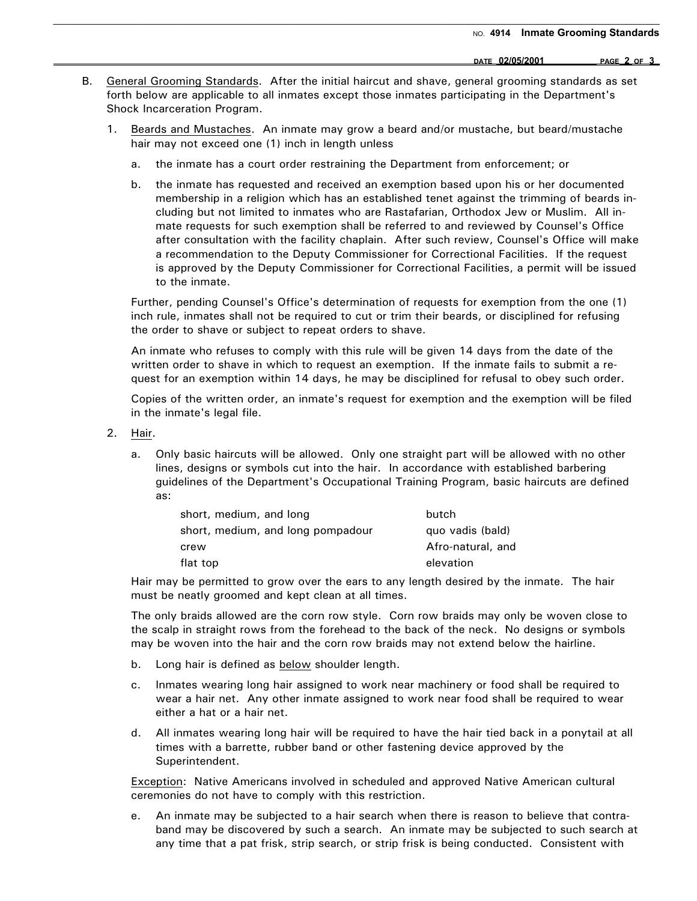B. General Grooming Standards. After the initial haircut and shave, general grooming standards as set forth below are applicable to all inmates except those inmates participating in the Department's Shock Incarceration Program.

1. Beards and Mustaches. An inmate may grow a beard and/or mustache, but beard/mustache hair may not exceed one (1) inch in length unless

   a. the inmate has a court order restraining the Department from enforcement; or

   b. the inmate has requested and received an exemption based upon his or her documented membership in a religion which has an established tenet against the trimming of beards including but not limited to inmates who are Rastafarian, Orthodox Jew or Muslim. All inmate requests for such exemption shall be referred to and reviewed by Counsel's Office after consultation with the facility chaplain. After such review, Counsel's Office will make a recommendation to the Deputy Commissioner for Correctional Facilities. If the request is approved by the Deputy Commissioner for Correctional Facilities, a permit will be issued to the inmate.

   Further, pending Counsel's Office's determination of requests for exemption from the one (1) inch rule, inmates shall not be required to cut or trim their beards, or disciplined for refusing the order to shave or subject to repeat orders to shave.

   An inmate who refuses to comply with this rule will be given 14 days from the date of the written order to shave in which to request an exemption. If the inmate fails to submit a request for an exemption within 14 days, he may be disciplined for refusal to obey such order.

   Copies of the written order, an inmate's request for exemption and the exemption will be filed in the inmate's legal file.

2. Hair.

   a. Only basic haircuts will be allowed. Only one straight part will be allowed with no other lines, designs or symbols cut into the hair. In accordance with established barbering guidelines of the Department's Occupational Training Program, basic haircuts are defined as:

   | | |
   |---|---|
   | short, medium, and long | butch |
   | short, medium, and long pompadour | quo vadis (bald) |
   | crew | Afro-natural, and |
   | flat top | elevation |

   Hair may be permitted to grow over the ears to any length desired by the inmate. The hair must be neatly groomed and kept clean at all times.

   The only braids allowed are the corn row style. Corn row braids may only be woven close to the scalp in straight rows from the forehead to the back of the neck. No designs or symbols may be woven into the hair and the corn row braids may not extend below the hairline.

   b. Long hair is defined as below shoulder length.

   c. Inmates wearing long hair assigned to work near machinery or food shall be required to wear a hair net. Any other inmate assigned to work near food shall be required to wear either a hat or a hair net.

   d. All inmates wearing long hair will be required to have the hair tied back in a ponytail at all times with a barrette, rubber band or other fastening device approved by the Superintendent.

   Exception: Native Americans involved in scheduled and approved Native American cultural ceremonies do not have to comply with this restriction.

   e. An inmate may be subjected to a hair search when there is reason to believe that contraband may be discovered by such a search. An inmate may be subjected to such search at any time that a pat frisk, strip search, or strip frisk is being conducted. Consistent with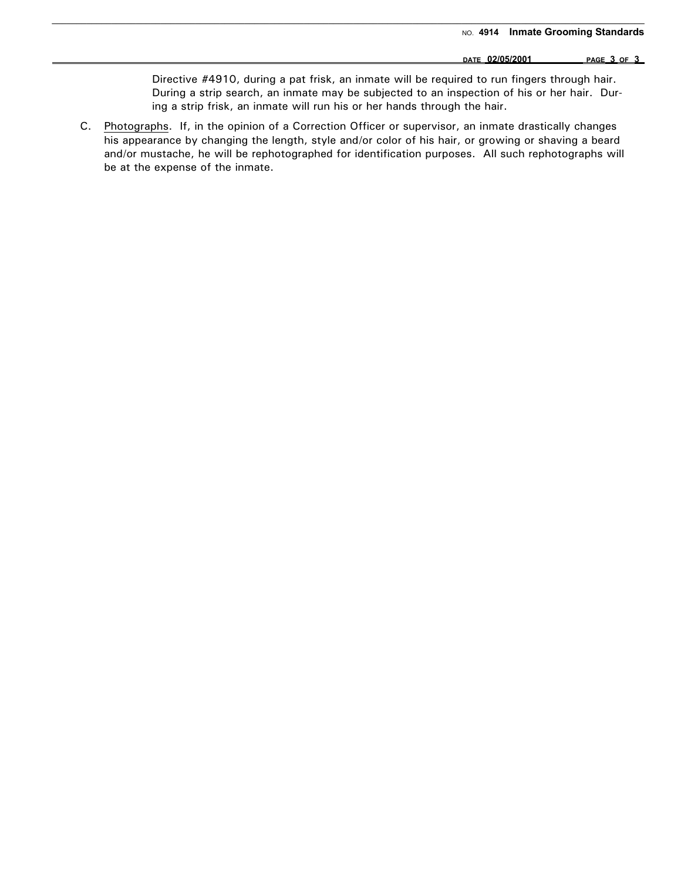Directive #4910, during a pat frisk, an inmate will be required to run fingers through hair. During a strip search, an inmate may be subjected to an inspection of his or her hair. During a strip frisk, an inmate will run his or her hands through the hair.

C. Photographs. If, in the opinion of a Correction Officer or supervisor, an inmate drastically changes his appearance by changing the length, style and/or color of his hair, or growing or shaving a beard and/or mustache, he will be rephotographed for identification purposes. All such rephotographs will be at the expense of the inmate.